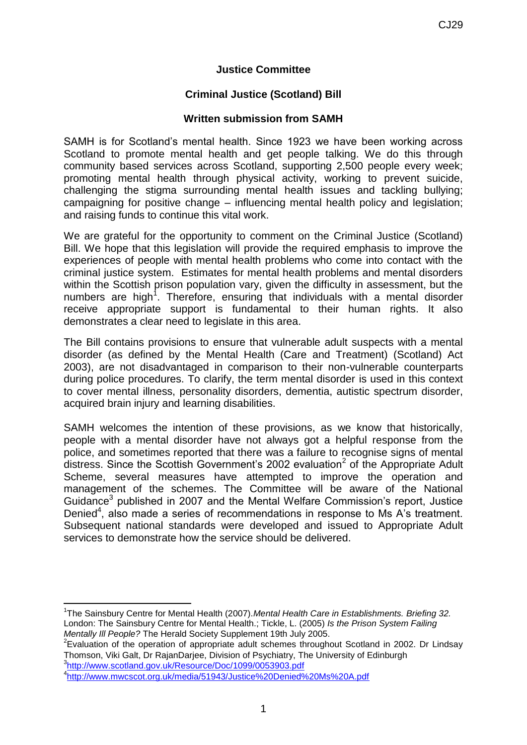CJ29

**Justice Committee**

**Criminal Justice (Scotland) Bill**

**Written submission from SAMH**

SAMH is for Scotland's mental health. Since 1923 we have been working across Scotland to promote mental health and get people talking. We do this through community based services across Scotland, supporting 2,500 people every week; promoting mental health through physical activity, working to prevent suicide, challenging the stigma surrounding mental health issues and tackling bullying; campaigning for positive change – influencing mental health policy and legislation; and raising funds to continue this vital work.

We are grateful for the opportunity to comment on the Criminal Justice (Scotland) Bill. We hope that this legislation will provide the required emphasis to improve the experiences of people with mental health problems who come into contact with the criminal justice system. Estimates for mental health problems and mental disorders within the Scottish prison population vary, given the difficulty in assessment, but the numbers are high[1]. Therefore, ensuring that individuals with a mental disorder receive appropriate support is fundamental to their human rights. It also demonstrates a clear need to legislate in this area.

The Bill contains provisions to ensure that vulnerable adult suspects with a mental disorder (as defined by the Mental Health (Care and Treatment) (Scotland) Act 2003), are not disadvantaged in comparison to their non-vulnerable counterparts during police procedures. To clarify, the term mental disorder is used in this context to cover mental illness, personality disorders, dementia, autistic spectrum disorder, acquired brain injury and learning disabilities.

SAMH welcomes the intention of these provisions, as we know that historically, people with a mental disorder have not always got a helpful response from the police, and sometimes reported that there was a failure to recognise signs of mental distress. Since the Scottish Government's 2002 evaluation[2] of the Appropriate Adult Scheme, several measures have attempted to improve the operation and management of the schemes. The Committee will be aware of the National Guidance[3] published in 2007 and the Mental Welfare Commission's report, Justice Denied[4], also made a series of recommendations in response to Ms A's treatment. Subsequent national standards were developed and issued to Appropriate Adult services to demonstrate how the service should be delivered.

---

[1] The Sainsbury Centre for Mental Health (2007).*Mental Health Care in Establishments. Briefing 32.* London: The Sainsbury Centre for Mental Health.; Tickle, L. (2005) *Is the Prison System Failing Mentally Ill People?* The Herald Society Supplement 19th July 2005.

[2] Evaluation of the operation of appropriate adult schemes throughout Scotland in 2002. Dr Lindsay Thomson, Viki Galt, Dr RajanDarjee, Division of Psychiatry, The University of Edinburgh

[3] http://www.scotland.gov.uk/Resource/Doc/1099/0053903.pdf

[4] http://www.mwcscot.org.uk/media/51943/Justice%20Denied%20Ms%20A.pdf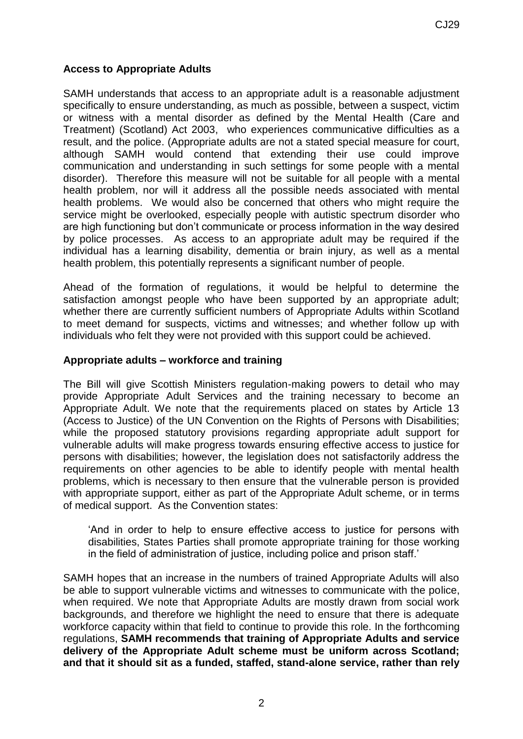**Access to Appropriate Adults**

SAMH understands that access to an appropriate adult is a reasonable adjustment specifically to ensure understanding, as much as possible, between a suspect, victim or witness with a mental disorder as defined by the Mental Health (Care and Treatment) (Scotland) Act 2003, who experiences communicative difficulties as a result, and the police. (Appropriate adults are not a stated special measure for court, although SAMH would contend that extending their use could improve communication and understanding in such settings for some people with a mental disorder). Therefore this measure will not be suitable for all people with a mental health problem, nor will it address all the possible needs associated with mental health problems. We would also be concerned that others who might require the service might be overlooked, especially people with autistic spectrum disorder who are high functioning but don't communicate or process information in the way desired by police processes. As access to an appropriate adult may be required if the individual has a learning disability, dementia or brain injury, as well as a mental health problem, this potentially represents a significant number of people.

Ahead of the formation of regulations, it would be helpful to determine the satisfaction amongst people who have been supported by an appropriate adult; whether there are currently sufficient numbers of Appropriate Adults within Scotland to meet demand for suspects, victims and witnesses; and whether follow up with individuals who felt they were not provided with this support could be achieved.

**Appropriate adults – workforce and training**

The Bill will give Scottish Ministers regulation-making powers to detail who may provide Appropriate Adult Services and the training necessary to become an Appropriate Adult. We note that the requirements placed on states by Article 13 (Access to Justice) of the UN Convention on the Rights of Persons with Disabilities; while the proposed statutory provisions regarding appropriate adult support for vulnerable adults will make progress towards ensuring effective access to justice for persons with disabilities; however, the legislation does not satisfactorily address the requirements on other agencies to be able to identify people with mental health problems, which is necessary to then ensure that the vulnerable person is provided with appropriate support, either as part of the Appropriate Adult scheme, or in terms of medical support. As the Convention states:

> 'And in order to help to ensure effective access to justice for persons with disabilities, States Parties shall promote appropriate training for those working in the field of administration of justice, including police and prison staff.'

SAMH hopes that an increase in the numbers of trained Appropriate Adults will also be able to support vulnerable victims and witnesses to communicate with the police, when required. We note that Appropriate Adults are mostly drawn from social work backgrounds, and therefore we highlight the need to ensure that there is adequate workforce capacity within that field to continue to provide this role. In the forthcoming regulations, **SAMH recommends that training of Appropriate Adults and service delivery of the Appropriate Adult scheme must be uniform across Scotland; and that it should sit as a funded, staffed, stand-alone service, rather than rely**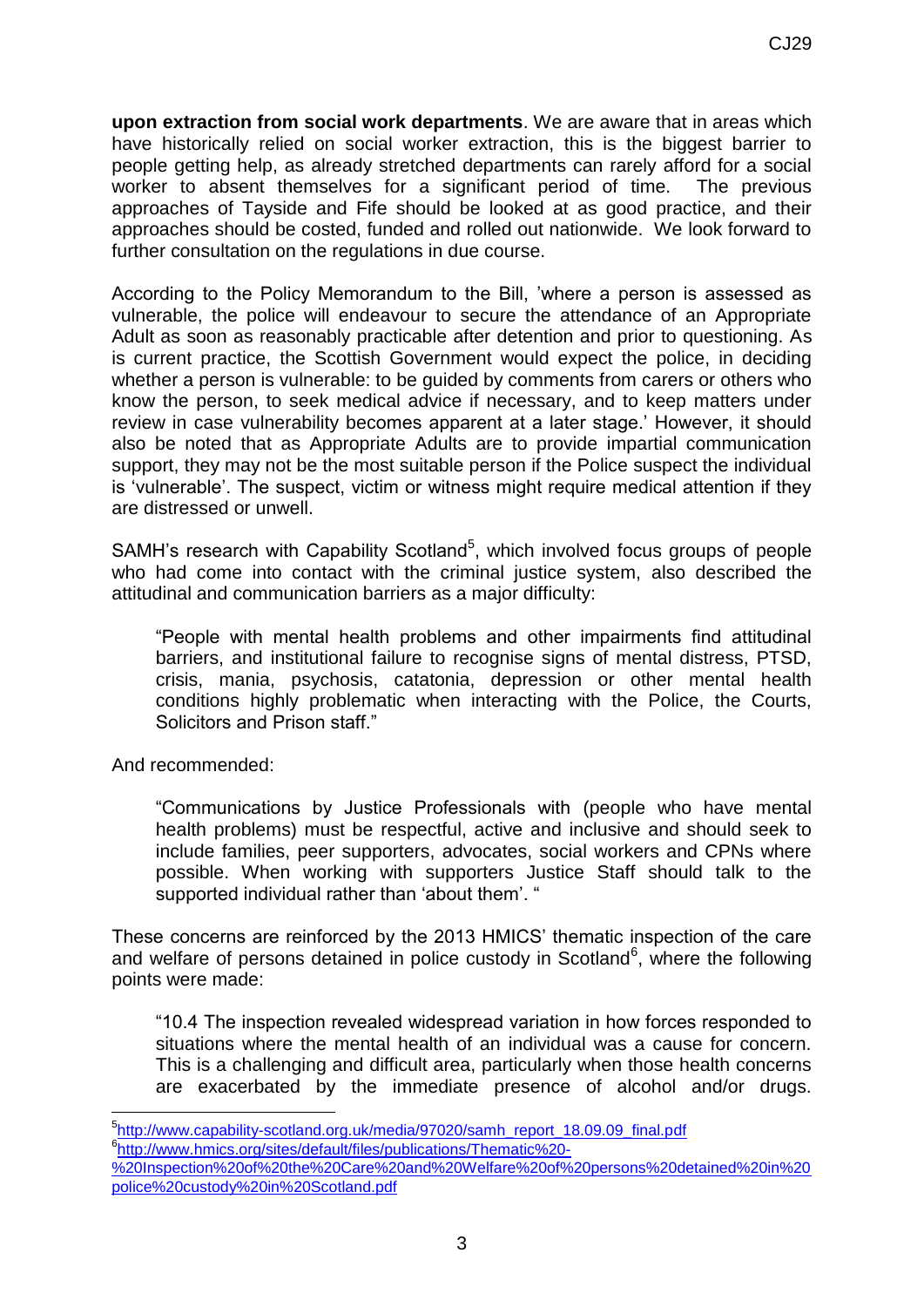**upon extraction from social work departments**. We are aware that in areas which have historically relied on social worker extraction, this is the biggest barrier to people getting help, as already stretched departments can rarely afford for a social worker to absent themselves for a significant period of time. The previous approaches of Tayside and Fife should be looked at as good practice, and their approaches should be costed, funded and rolled out nationwide. We look forward to further consultation on the regulations in due course.

According to the Policy Memorandum to the Bill, 'where a person is assessed as vulnerable, the police will endeavour to secure the attendance of an Appropriate Adult as soon as reasonably practicable after detention and prior to questioning. As is current practice, the Scottish Government would expect the police, in deciding whether a person is vulnerable: to be guided by comments from carers or others who know the person, to seek medical advice if necessary, and to keep matters under review in case vulnerability becomes apparent at a later stage.' However, it should also be noted that as Appropriate Adults are to provide impartial communication support, they may not be the most suitable person if the Police suspect the individual is 'vulnerable'. The suspect, victim or witness might require medical attention if they are distressed or unwell.

SAMH's research with Capability Scotland[5], which involved focus groups of people who had come into contact with the criminal justice system, also described the attitudinal and communication barriers as a major difficulty:

> "People with mental health problems and other impairments find attitudinal barriers, and institutional failure to recognise signs of mental distress, PTSD, crisis, mania, psychosis, catatonia, depression or other mental health conditions highly problematic when interacting with the Police, the Courts, Solicitors and Prison staff."

And recommended:

> "Communications by Justice Professionals with (people who have mental health problems) must be respectful, active and inclusive and should seek to include families, peer supporters, advocates, social workers and CPNs where possible. When working with supporters Justice Staff should talk to the supported individual rather than 'about them'. "

These concerns are reinforced by the 2013 HMICS' thematic inspection of the care and welfare of persons detained in police custody in Scotland[6], where the following points were made:

> "10.4 The inspection revealed widespread variation in how forces responded to situations where the mental health of an individual was a cause for concern. This is a challenging and difficult area, particularly when those health concerns are exacerbated by the immediate presence of alcohol and/or drugs.

---

[5] http://www.capability-scotland.org.uk/media/97020/samh_report_18.09.09_final.pdf

[6] http://www.hmics.org/sites/default/files/publications/Thematic%20-%20Inspection%20of%20the%20Care%20and%20Welfare%20of%20persons%20detained%20in%20police%20custody%20in%20Scotland.pdf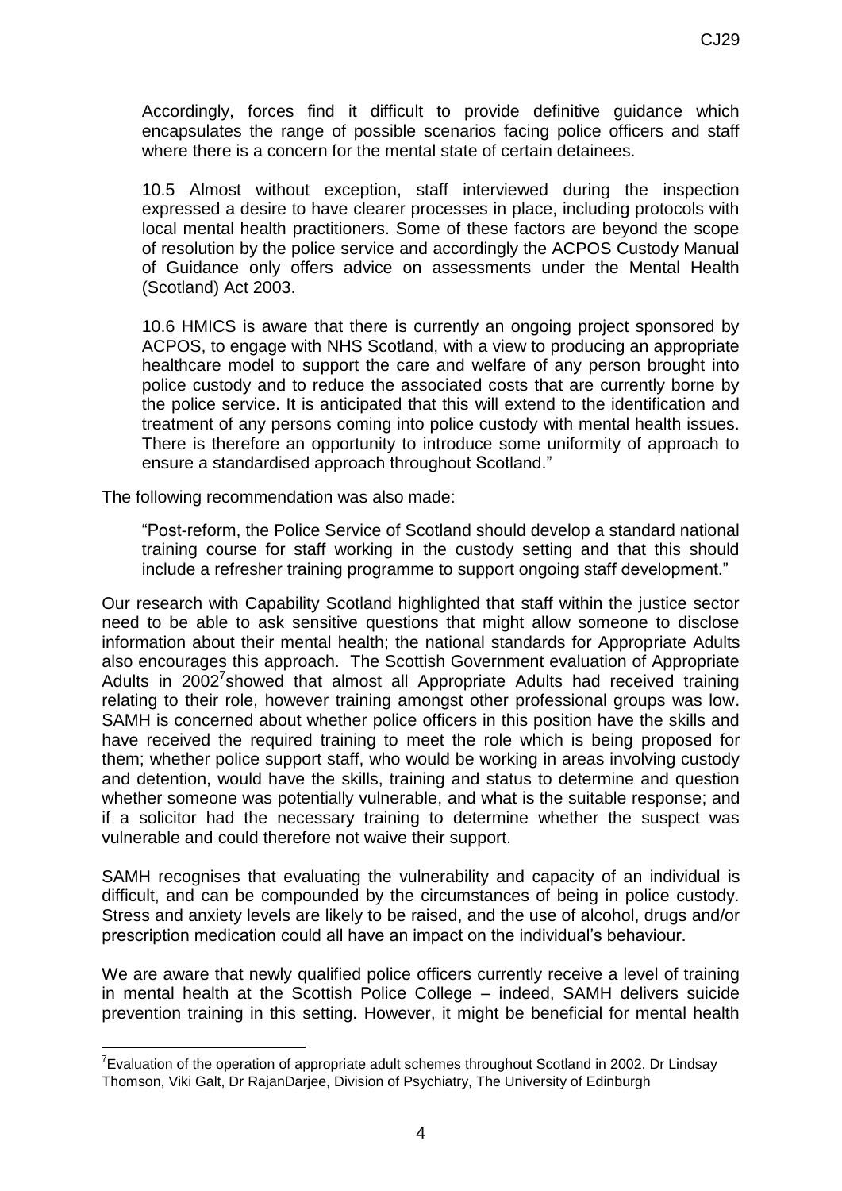> Accordingly, forces find it difficult to provide definitive guidance which encapsulates the range of possible scenarios facing police officers and staff where there is a concern for the mental state of certain detainees.
>
> 10.5 Almost without exception, staff interviewed during the inspection expressed a desire to have clearer processes in place, including protocols with local mental health practitioners. Some of these factors are beyond the scope of resolution by the police service and accordingly the ACPOS Custody Manual of Guidance only offers advice on assessments under the Mental Health (Scotland) Act 2003.
>
> 10.6 HMICS is aware that there is currently an ongoing project sponsored by ACPOS, to engage with NHS Scotland, with a view to producing an appropriate healthcare model to support the care and welfare of any person brought into police custody and to reduce the associated costs that are currently borne by the police service. It is anticipated that this will extend to the identification and treatment of any persons coming into police custody with mental health issues. There is therefore an opportunity to introduce some uniformity of approach to ensure a standardised approach throughout Scotland."

The following recommendation was also made:

> "Post-reform, the Police Service of Scotland should develop a standard national training course for staff working in the custody setting and that this should include a refresher training programme to support ongoing staff development."

Our research with Capability Scotland highlighted that staff within the justice sector need to be able to ask sensitive questions that might allow someone to disclose information about their mental health; the national standards for Appropriate Adults also encourages this approach. The Scottish Government evaluation of Appropriate Adults in 2002[7] showed that almost all Appropriate Adults had received training relating to their role, however training amongst other professional groups was low. SAMH is concerned about whether police officers in this position have the skills and have received the required training to meet the role which is being proposed for them; whether police support staff, who would be working in areas involving custody and detention, would have the skills, training and status to determine and question whether someone was potentially vulnerable, and what is the suitable response; and if a solicitor had the necessary training to determine whether the suspect was vulnerable and could therefore not waive their support.

SAMH recognises that evaluating the vulnerability and capacity of an individual is difficult, and can be compounded by the circumstances of being in police custody. Stress and anxiety levels are likely to be raised, and the use of alcohol, drugs and/or prescription medication could all have an impact on the individual's behaviour.

We are aware that newly qualified police officers currently receive a level of training in mental health at the Scottish Police College – indeed, SAMH delivers suicide prevention training in this setting. However, it might be beneficial for mental health

---

[7] Evaluation of the operation of appropriate adult schemes throughout Scotland in 2002. Dr Lindsay Thomson, Viki Galt, Dr RajanDarjee, Division of Psychiatry, The University of Edinburgh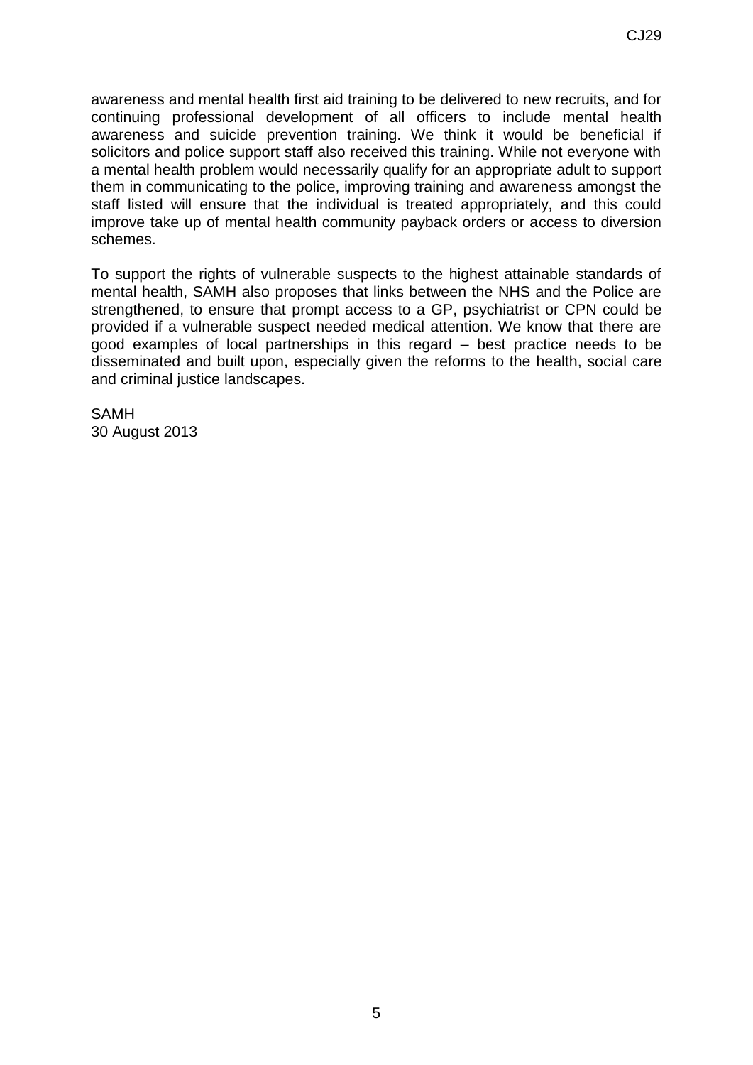awareness and mental health first aid training to be delivered to new recruits, and for continuing professional development of all officers to include mental health awareness and suicide prevention training. We think it would be beneficial if solicitors and police support staff also received this training. While not everyone with a mental health problem would necessarily qualify for an appropriate adult to support them in communicating to the police, improving training and awareness amongst the staff listed will ensure that the individual is treated appropriately, and this could improve take up of mental health community payback orders or access to diversion schemes.

To support the rights of vulnerable suspects to the highest attainable standards of mental health, SAMH also proposes that links between the NHS and the Police are strengthened, to ensure that prompt access to a GP, psychiatrist or CPN could be provided if a vulnerable suspect needed medical attention. We know that there are good examples of local partnerships in this regard – best practice needs to be disseminated and built upon, especially given the reforms to the health, social care and criminal justice landscapes.

SAMH
30 August 2013